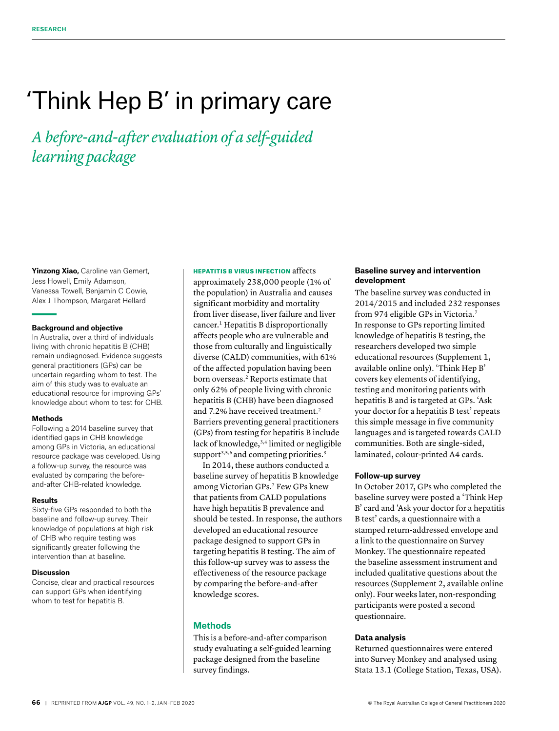# 'Think Hep B' in primary care

## *A before-and-after evaluation of a self-guided learning package*

**Yinzong Xiao,** Caroline van Gemert, Jess Howell, Emily Adamson, Vanessa Towell, Benjamin C Cowie, Alex J Thompson, Margaret Hellard

### Background and objective

In Australia, over a third of individuals living with chronic hepatitis B (CHB) remain undiagnosed. Evidence suggests general practitioners (GPs) can be uncertain regarding whom to test. The aim of this study was to evaluate an educational resource for improving GPs' knowledge about whom to test for CHB.

### Methods

Following a 2014 baseline survey that identified gaps in CHB knowledge among GPs in Victoria, an educational resource package was developed. Using a follow-up survey, the resource was evaluated by comparing the before-and-after CHB-related knowledge.

### Results

Sixty-five GPs responded to both the baseline and follow-up survey. Their knowledge of populations at high risk of CHB who require testing was significantly greater following the intervention than at baseline.

### Discussion

Concise, clear and practical resources can support GPs when identifying whom to test for hepatitis B.

**HEPATITIS B VIRUS INFECTION** affects approximately 238,000 people (1% of the population) in Australia and causes significant morbidity and mortality from liver disease, liver failure and liver cancer.[1] Hepatitis B disproportionally affects people who are vulnerable and those from culturally and linguistically diverse (CALD) communities, with 61% of the affected population having been born overseas.[2] Reports estimate that only 62% of people living with chronic hepatitis B (CHB) have been diagnosed and 7.2% have received treatment.[2] Barriers preventing general practitioners (GPs) from testing for hepatitis B include lack of knowledge,[3,4] limited or negligible support[3,5,6] and competing priorities.[3]

In 2014, these authors conducted a baseline survey of hepatitis B knowledge among Victorian GPs.[7] Few GPs knew that patients from CALD populations have high hepatitis B prevalence and should be tested. In response, the authors developed an educational resource package designed to support GPs in targeting hepatitis B testing. The aim of this follow-up survey was to assess the effectiveness of the resource package by comparing the before-and-after knowledge scores.

## Methods

This is a before-and-after comparison study evaluating a self-guided learning package designed from the baseline survey findings.

### Baseline survey and intervention development

The baseline survey was conducted in 2014/2015 and included 232 responses from 974 eligible GPs in Victoria.[7] In response to GPs reporting limited knowledge of hepatitis B testing, the researchers developed two simple educational resources (Supplement 1, available online only). 'Think Hep B' covers key elements of identifying, testing and monitoring patients with hepatitis B and is targeted at GPs. 'Ask your doctor for a hepatitis B test' repeats this simple message in five community languages and is targeted towards CALD communities. Both are single-sided, laminated, colour-printed A4 cards.

### Follow-up survey

In October 2017, GPs who completed the baseline survey were posted a 'Think Hep B' card and 'Ask your doctor for a hepatitis B test' cards, a questionnaire with a stamped return-addressed envelope and a link to the questionnaire on Survey Monkey. The questionnaire repeated the baseline assessment instrument and included qualitative questions about the resources (Supplement 2, available online only). Four weeks later, non-responding participants were posted a second questionnaire.

### Data analysis

Returned questionnaires were entered into Survey Monkey and analysed using Stata 13.1 (College Station, Texas, USA).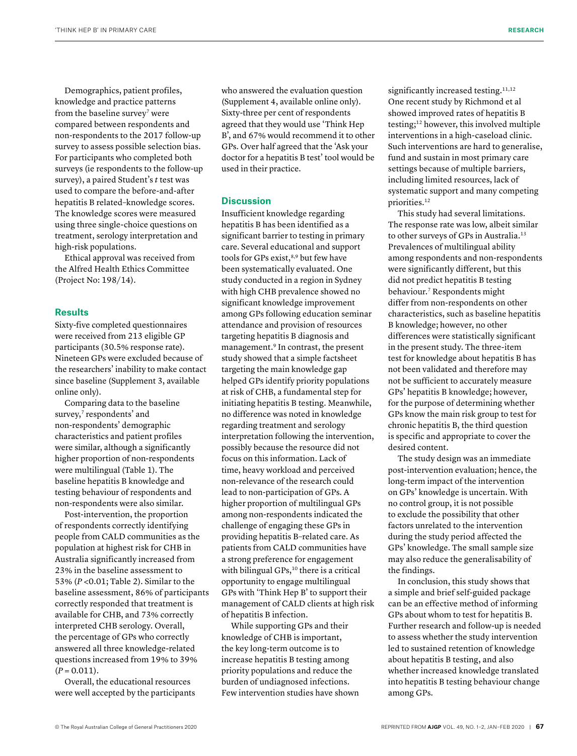Demographics, patient profiles, knowledge and practice patterns from the baseline survey[7] were compared between respondents and non-respondents to the 2017 follow-up survey to assess possible selection bias. For participants who completed both surveys (ie respondents to the follow-up survey), a paired Student's *t* test was used to compare the before-and-after hepatitis B related–knowledge scores. The knowledge scores were measured using three single-choice questions on treatment, serology interpretation and high-risk populations.

Ethical approval was received from the Alfred Health Ethics Committee (Project No: 198/14).

## Results

Sixty-five completed questionnaires were received from 213 eligible GP participants (30.5% response rate). Nineteen GPs were excluded because of the researchers' inability to make contact since baseline (Supplement 3, available online only).

Comparing data to the baseline survey,[7] respondents' and non-respondents' demographic characteristics and patient profiles were similar, although a significantly higher proportion of non-respondents were multilingual (Table 1). The baseline hepatitis B knowledge and testing behaviour of respondents and non-respondents were also similar.

Post-intervention, the proportion of respondents correctly identifying people from CALD communities as the population at highest risk for CHB in Australia significantly increased from 23% in the baseline assessment to 53% ($P < 0.01$; Table 2). Similar to the baseline assessment, 86% of participants correctly responded that treatment is available for CHB, and 73% correctly interpreted CHB serology. Overall, the percentage of GPs who correctly answered all three knowledge-related questions increased from 19% to 39% ($P = 0.011$).

Overall, the educational resources were well accepted by the participants who answered the evaluation question (Supplement 4, available online only). Sixty-three per cent of respondents agreed that they would use 'Think Hep B', and 67% would recommend it to other GPs. Over half agreed that the 'Ask your doctor for a hepatitis B test' tool would be used in their practice.

## Discussion

Insufficient knowledge regarding hepatitis B has been identified as a significant barrier to testing in primary care. Several educational and support tools for GPs exist,[8,9] but few have been systematically evaluated. One study conducted in a region in Sydney with high CHB prevalence showed no significant knowledge improvement among GPs following education seminar attendance and provision of resources targeting hepatitis B diagnosis and management.[9] In contrast, the present study showed that a simple factsheet targeting the main knowledge gap helped GPs identify priority populations at risk of CHB, a fundamental step for initiating hepatitis B testing. Meanwhile, no difference was noted in knowledge regarding treatment and serology interpretation following the intervention, possibly because the resource did not focus on this information. Lack of time, heavy workload and perceived non-relevance of the research could lead to non-participation of GPs. A higher proportion of multilingual GPs among non-respondents indicated the challenge of engaging these GPs in providing hepatitis B–related care. As patients from CALD communities have a strong preference for engagement with bilingual GPs,[10] there is a critical opportunity to engage multilingual GPs with 'Think Hep B' to support their management of CALD clients at high risk of hepatitis B infection.

While supporting GPs and their knowledge of CHB is important, the key long-term outcome is to increase hepatitis B testing among priority populations and reduce the burden of undiagnosed infections. Few intervention studies have shown significantly increased testing.[11,12] One recent study by Richmond et al showed improved rates of hepatitis B testing;[12] however, this involved multiple interventions in a high-caseload clinic. Such interventions are hard to generalise, fund and sustain in most primary care settings because of multiple barriers, including limited resources, lack of systematic support and many competing priorities.[12]

This study had several limitations. The response rate was low, albeit similar to other surveys of GPs in Australia.[13] Prevalences of multilingual ability among respondents and non-respondents were significantly different, but this did not predict hepatitis B testing behaviour.[7] Respondents might differ from non-respondents on other characteristics, such as baseline hepatitis B knowledge; however, no other differences were statistically significant in the present study. The three-item test for knowledge about hepatitis B has not been validated and therefore may not be sufficient to accurately measure GPs' hepatitis B knowledge; however, for the purpose of determining whether GPs know the main risk group to test for chronic hepatitis B, the third question is specific and appropriate to cover the desired content.

The study design was an immediate post-intervention evaluation; hence, the long-term impact of the intervention on GPs' knowledge is uncertain. With no control group, it is not possible to exclude the possibility that other factors unrelated to the intervention during the study period affected the GPs' knowledge. The small sample size may also reduce the generalisability of the findings.

In conclusion, this study shows that a simple and brief self-guided package can be an effective method of informing GPs about whom to test for hepatitis B. Further research and follow-up is needed to assess whether the study intervention led to sustained retention of knowledge about hepatitis B testing, and also whether increased knowledge translated into hepatitis B testing behaviour change among GPs.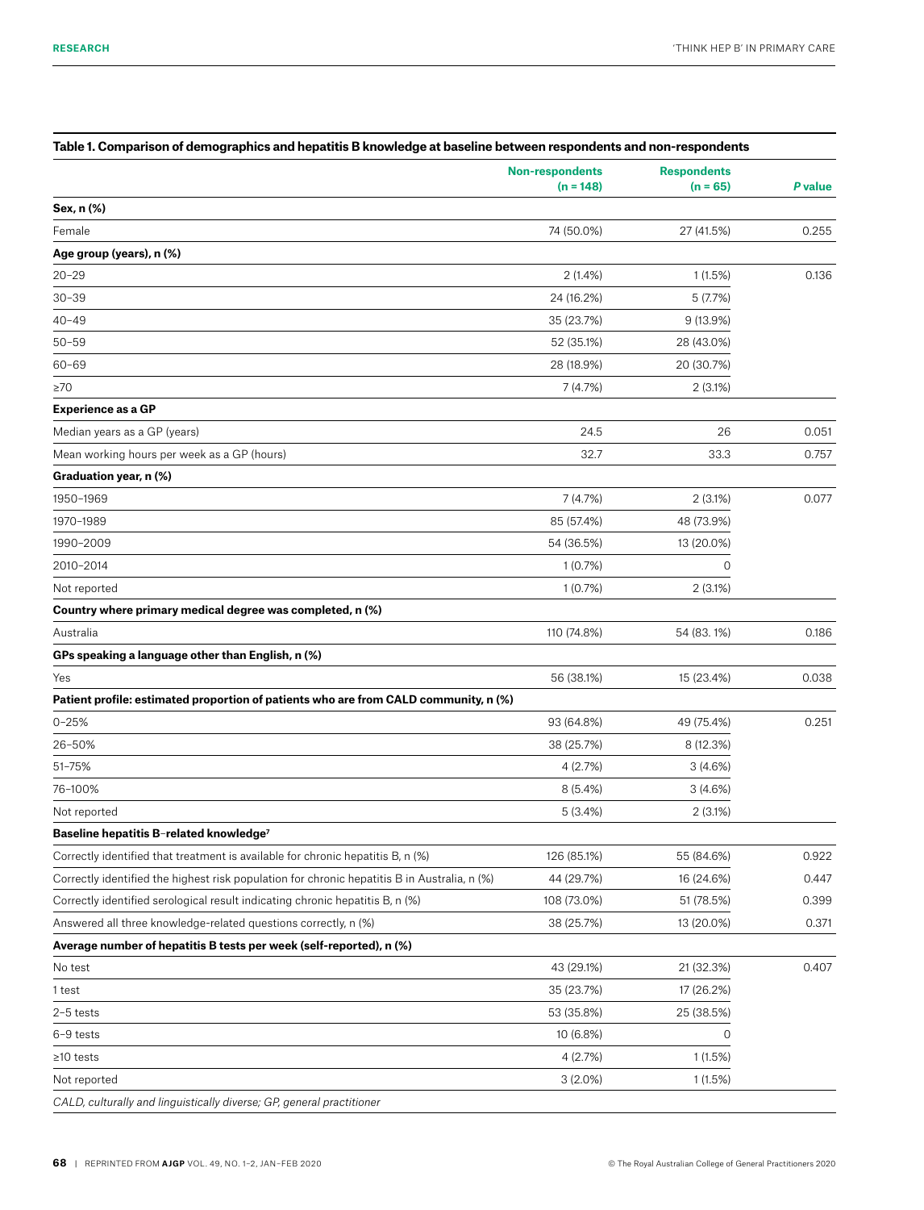**Table 1. Comparison of demographics and hepatitis B knowledge at baseline between respondents and non-respondents**

| | Non-respondents (n = 148) | Respondents (n = 65) | P value |
|---|---|---|---|
| **Sex, n (%)** | | | |
| Female | 74 (50.0%) | 27 (41.5%) | 0.255 |
| **Age group (years), n (%)** | | | |
| 20–29 | 2 (1.4%) | 1 (1.5%) | 0.136 |
| 30–39 | 24 (16.2%) | 5 (7.7%) | |
| 40–49 | 35 (23.7%) | 9 (13.9%) | |
| 50–59 | 52 (35.1%) | 28 (43.0%) | |
| 60–69 | 28 (18.9%) | 20 (30.7%) | |
| ≥70 | 7 (4.7%) | 2 (3.1%) | |
| **Experience as a GP** | | | |
| Median years as a GP (years) | 24.5 | 26 | 0.051 |
| Mean working hours per week as a GP (hours) | 32.7 | 33.3 | 0.757 |
| **Graduation year, n (%)** | | | |
| 1950–1969 | 7 (4.7%) | 2 (3.1%) | 0.077 |
| 1970–1989 | 85 (57.4%) | 48 (73.9%) | |
| 1990–2009 | 54 (36.5%) | 13 (20.0%) | |
| 2010–2014 | 1 (0.7%) | 0 | |
| Not reported | 1 (0.7%) | 2 (3.1%) | |
| **Country where primary medical degree was completed, n (%)** | | | |
| Australia | 110 (74.8%) | 54 (83. 1%) | 0.186 |
| **GPs speaking a language other than English, n (%)** | | | |
| Yes | 56 (38.1%) | 15 (23.4%) | 0.038 |
| **Patient profile: estimated proportion of patients who are from CALD community, n (%)** | | | |
| 0–25% | 93 (64.8%) | 49 (75.4%) | 0.251 |
| 26–50% | 38 (25.7%) | 8 (12.3%) | |
| 51–75% | 4 (2.7%) | 3 (4.6%) | |
| 76–100% | 8 (5.4%) | 3 (4.6%) | |
| Not reported | 5 (3.4%) | 2 (3.1%) | |
| **Baseline hepatitis B–related knowledge[7]** | | | |
| Correctly identified that treatment is available for chronic hepatitis B, n (%) | 126 (85.1%) | 55 (84.6%) | 0.922 |
| Correctly identified the highest risk population for chronic hepatitis B in Australia, n (%) | 44 (29.7%) | 16 (24.6%) | 0.447 |
| Correctly identified serological result indicating chronic hepatitis B, n (%) | 108 (73.0%) | 51 (78.5%) | 0.399 |
| Answered all three knowledge-related questions correctly, n (%) | 38 (25.7%) | 13 (20.0%) | 0.371 |
| **Average number of hepatitis B tests per week (self-reported), n (%)** | | | |
| No test | 43 (29.1%) | 21 (32.3%) | 0.407 |
| 1 test | 35 (23.7%) | 17 (26.2%) | |
| 2–5 tests | 53 (35.8%) | 25 (38.5%) | |
| 6–9 tests | 10 (6.8%) | 0 | |
| ≥10 tests | 4 (2.7%) | 1 (1.5%) | |
| Not reported | 3 (2.0%) | 1 (1.5%) | |

*CALD, culturally and linguistically diverse; GP, general practitioner*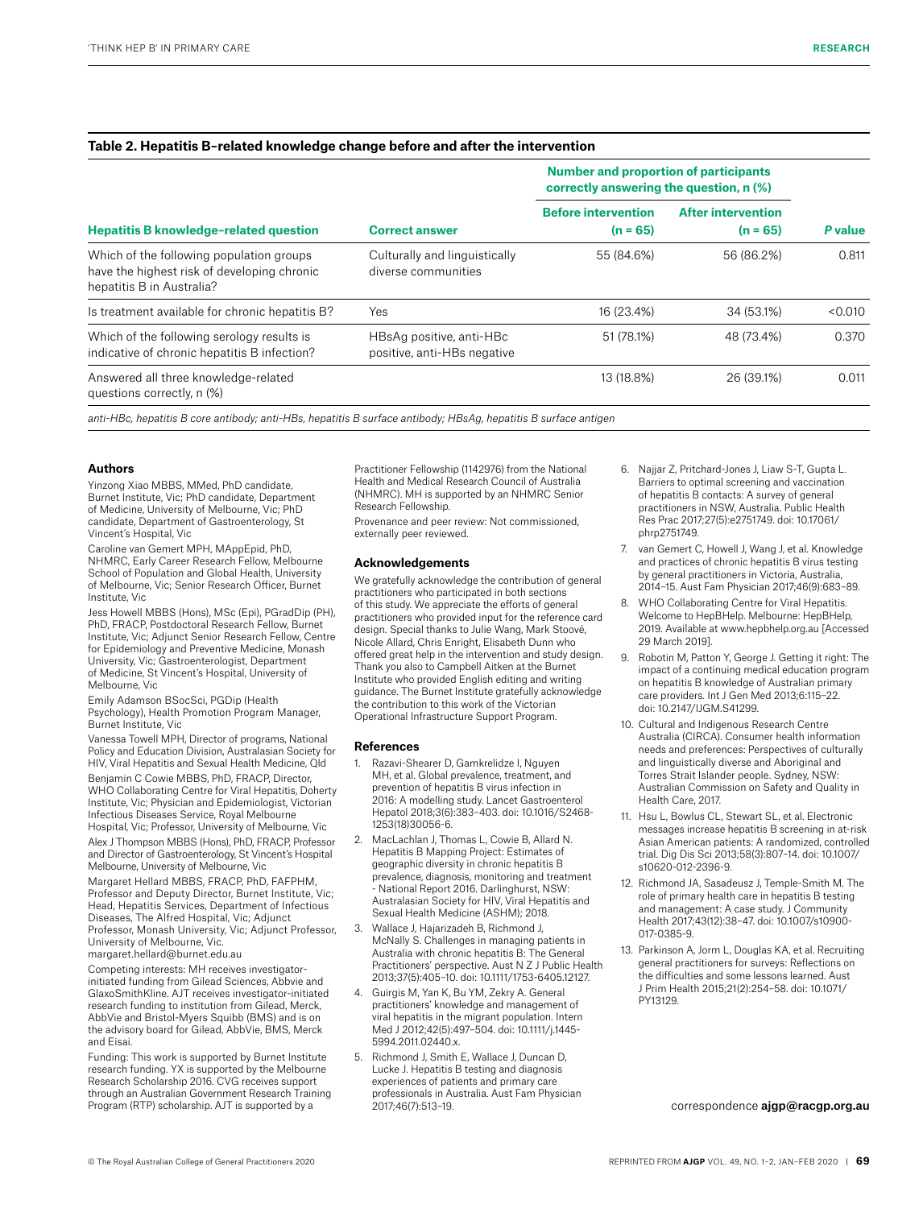**Table 2. Hepatitis B–related knowledge change before and after the intervention**

| Hepatitis B knowledge-related question | Correct answer | Number and proportion of participants correctly answering the question, n (%) | | *P* value |
|---|---|---|---|---|
| | | Before intervention (n = 65) | After intervention (n = 65) | |
| Which of the following population groups have the highest risk of developing chronic hepatitis B in Australia? | Culturally and linguistically diverse communities | 55 (84.6%) | 56 (86.2%) | 0.811 |
| Is treatment available for chronic hepatitis B? | Yes | 16 (23.4%) | 34 (53.1%) | <0.010 |
| Which of the following serology results is indicative of chronic hepatitis B infection? | HBsAg positive, anti-HBc positive, anti-HBs negative | 51 (78.1%) | 48 (73.4%) | 0.370 |
| Answered all three knowledge-related questions correctly, n (%) | | 13 (18.8%) | 26 (39.1%) | 0.011 |

*anti-HBc, hepatitis B core antibody; anti-HBs, hepatitis B surface antibody; HBsAg, hepatitis B surface antigen*

## Authors

Yinzong Xiao MBBS, MMed, PhD candidate, Burnet Institute, Vic; PhD candidate, Department of Medicine, University of Melbourne, Vic; PhD candidate, Department of Gastroenterology, St Vincent's Hospital, Vic

Caroline van Gemert MPH, MAppEpid, PhD, NHMRC, Early Career Research Fellow, Melbourne School of Population and Global Health, University of Melbourne, Vic; Senior Research Officer, Burnet Institute, Vic

Jess Howell MBBS (Hons), MSc (Epi), PGradDip (PH), PhD, FRACP, Postdoctoral Research Fellow, Burnet Institute, Vic; Adjunct Senior Research Fellow, Centre for Epidemiology and Preventive Medicine, Monash University, Vic; Gastroenterologist, Department of Medicine, St Vincent's Hospital, University of Melbourne, Vic

Emily Adamson BSocSci, PGDip (Health Psychology), Health Promotion Program Manager, Burnet Institute, Vic

Vanessa Towell MPH, Director of programs, National Policy and Education Division, Australasian Society for HIV, Viral Hepatitis and Sexual Health Medicine, Qld

Benjamin C Cowie MBBS, PhD, FRACP, Director, WHO Collaborating Centre for Viral Hepatitis, Doherty Institute, Vic; Physician and Epidemiologist, Victorian Infectious Diseases Service, Royal Melbourne Hospital, Vic; Professor, University of Melbourne, Vic

Alex J Thompson MBBS (Hons), PhD, FRACP, Professor and Director of Gastroenterology, St Vincent's Hospital Melbourne, University of Melbourne, Vic

Margaret Hellard MBBS, FRACP, PhD, FAFPHM, Professor and Deputy Director, Burnet Institute, Vic; Head, Hepatitis Services, Department of Infectious Diseases, The Alfred Hospital, Vic; Adjunct Professor, Monash University, Vic; Adjunct Professor, University of Melbourne, Vic. margaret.hellard@burnet.edu.au

Competing interests: MH receives investigator-initiated funding from Gilead Sciences, Abbvie and GlaxoSmithKline. AJT receives investigator-initiated research funding to institution from Gilead, Merck, AbbVie and Bristol-Myers Squibb (BMS) and is on the advisory board for Gilead, AbbVie, BMS, Merck and Eisai.

Funding: This work is supported by Burnet Institute research funding. YX is supported by the Melbourne Research Scholarship 2016. CVG receives support through an Australian Government Research Training Program (RTP) scholarship. AJT is supported by a Practitioner Fellowship (1142976) from the National Health and Medical Research Council of Australia (NHMRC). MH is supported by an NHMRC Senior Research Fellowship.

Provenance and peer review: Not commissioned, externally peer reviewed.

## Acknowledgements

We gratefully acknowledge the contribution of general practitioners who participated in both sections of this study. We appreciate the efforts of general practitioners who provided input for the reference card design. Special thanks to Julie Wang, Mark Stoové, Nicole Allard, Chris Enright, Elisabeth Dunn who offered great help in the intervention and study design. Thank you also to Campbell Aitken at the Burnet Institute who provided English editing and writing guidance. The Burnet Institute gratefully acknowledge the contribution to this work of the Victorian Operational Infrastructure Support Program.

## References

1. Razavi-Shearer D, Gamkrelidze I, Nguyen MH, et al. Global prevalence, treatment, and prevention of hepatitis B virus infection in 2016: A modelling study. Lancet Gastroenterol Hepatol 2018;3(6):383–403. doi: 10.1016/S2468-1253(18)30056-6.
2. MacLachlan J, Thomas L, Cowie B, Allard N. Hepatitis B Mapping Project: Estimates of geographic diversity in chronic hepatitis B prevalence, diagnosis, monitoring and treatment - National Report 2016. Darlinghurst, NSW: Australasian Society for HIV, Viral Hepatitis and Sexual Health Medicine (ASHM); 2018.
3. Wallace J, Hajarizadeh B, Richmond J, McNally S. Challenges in managing patients in Australia with chronic hepatitis B: The General Practitioners' perspective. Aust N Z J Public Health 2013;37(5):405–10. doi: 10.1111/1753-6405.12127.
4. Guirgis M, Yan K, Bu YM, Zekry A. General practitioners' knowledge and management of viral hepatitis in the migrant population. Intern Med J 2012;42(5):497–504. doi: 10.1111/j.1445-5994.2011.02440.x.
5. Richmond J, Smith E, Wallace J, Duncan D, Lucke J. Hepatitis B testing and diagnosis experiences of patients and primary care professionals in Australia. Aust Fam Physician 2017;46(7):513–19.
6. Najjar Z, Pritchard-Jones J, Liaw S-T, Gupta L. Barriers to optimal screening and vaccination of hepatitis B contacts: A survey of general practitioners in NSW, Australia. Public Health Res Prac 2017;27(5):e2751749. doi: 10.17061/phrp2751749.
7. van Gemert C, Howell J, Wang J, et al. Knowledge and practices of chronic hepatitis B virus testing by general practitioners in Victoria, Australia, 2014–15. Aust Fam Physician 2017;46(9):683–89.
8. WHO Collaborating Centre for Viral Hepatitis. Welcome to HepBHelp. Melbourne: HepBHelp, 2019. Available at www.hepbhelp.org.au [Accessed 29 March 2019].
9. Robotin M, Patton Y, George J. Getting it right: The impact of a continuing medical education program on hepatitis B knowledge of Australian primary care providers. Int J Gen Med 2013;6:115–22. doi: 10.2147/IJGM.S41299.
10. Cultural and Indigenous Research Centre Australia (CIRCA). Consumer health information needs and preferences: Perspectives of culturally and linguistically diverse and Aboriginal and Torres Strait Islander people. Sydney, NSW: Australian Commission on Safety and Quality in Health Care, 2017.
11. Hsu L, Bowlus CL, Stewart SL, et al. Electronic messages increase hepatitis B screening in at-risk Asian American patients: A randomized, controlled trial. Dig Dis Sci 2013;58(3):807–14. doi: 10.1007/s10620-012-2396-9.
12. Richmond JA, Sasadeusz J, Temple-Smith M. The role of primary health care in hepatitis B testing and management: A case study. J Community Health 2017;43(12):38–47. doi: 10.1007/s10900-017-0385-9.
13. Parkinson A, Jorm L, Douglas KA, et al. Recruiting general practitioners for surveys: Reflections on the difficulties and some lessons learned. Aust J Prim Health 2015;21(2):254–58. doi: 10.1071/PY13129.

correspondence **ajgp@racgp.org.au**